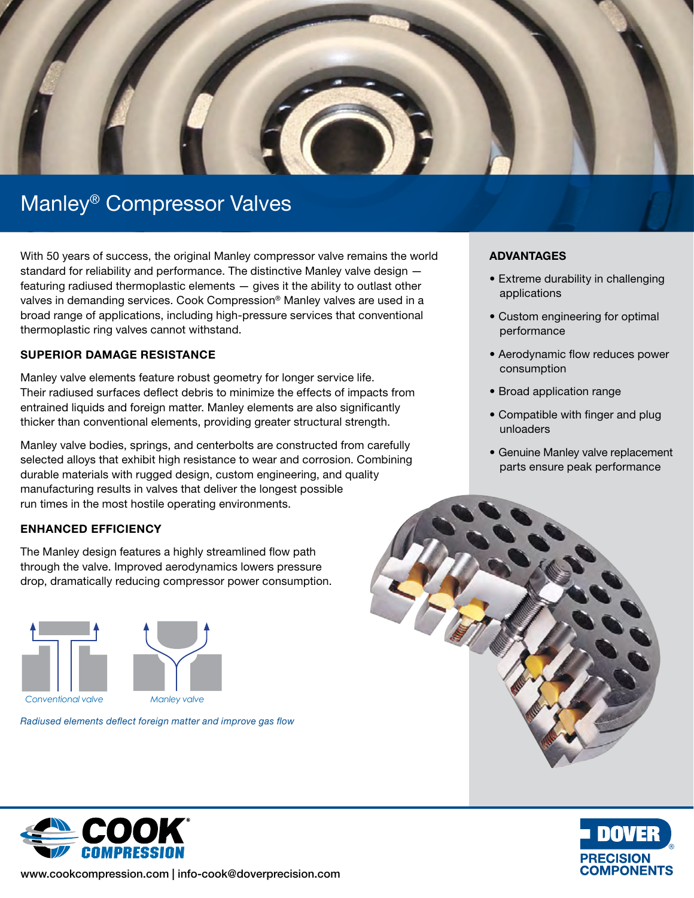# Manley® Compressor Valves

With 50 years of success, the original Manley compressor valve remains the world standard for reliability and performance. The distinctive Manley valve design — featuring radiused thermoplastic elements — gives it the ability to outlast other valves in demanding services. Cook Compression® Manley valves are used in a broad range of applications, including high-pressure services that conventional thermoplastic ring valves cannot withstand.

## SUPERIOR DAMAGE RESISTANCE

Manley valve elements feature robust geometry for longer service life. Their radiused surfaces deflect debris to minimize the effects of impacts from entrained liquids and foreign matter. Manley elements are also significantly thicker than conventional elements, providing greater structural strength.

Manley valve bodies, springs, and centerbolts are constructed from carefully selected alloys that exhibit high resistance to wear and corrosion. Combining durable materials with rugged design, custom engineering, and quality manufacturing results in valves that deliver the longest possible run times in the most hostile operating environments.

## ENHANCED EFFICIENCY

The Manley design features a highly streamlined flow path through the valve. Improved aerodynamics lowers pressure drop, dramatically reducing compressor power consumption.

Conventional valve

Manley valve

*Radiused elements deflect foreign matter and improve gas flow*

## ADVANTAGES

- Extreme durability in challenging applications
- Custom engineering for optimal performance
- Aerodynamic flow reduces power consumption
- Broad application range
- Compatible with finger and plug unloaders
- Genuine Manley valve replacement parts ensure peak performance

www.cookcompression.com | info-cook@doverprecision.com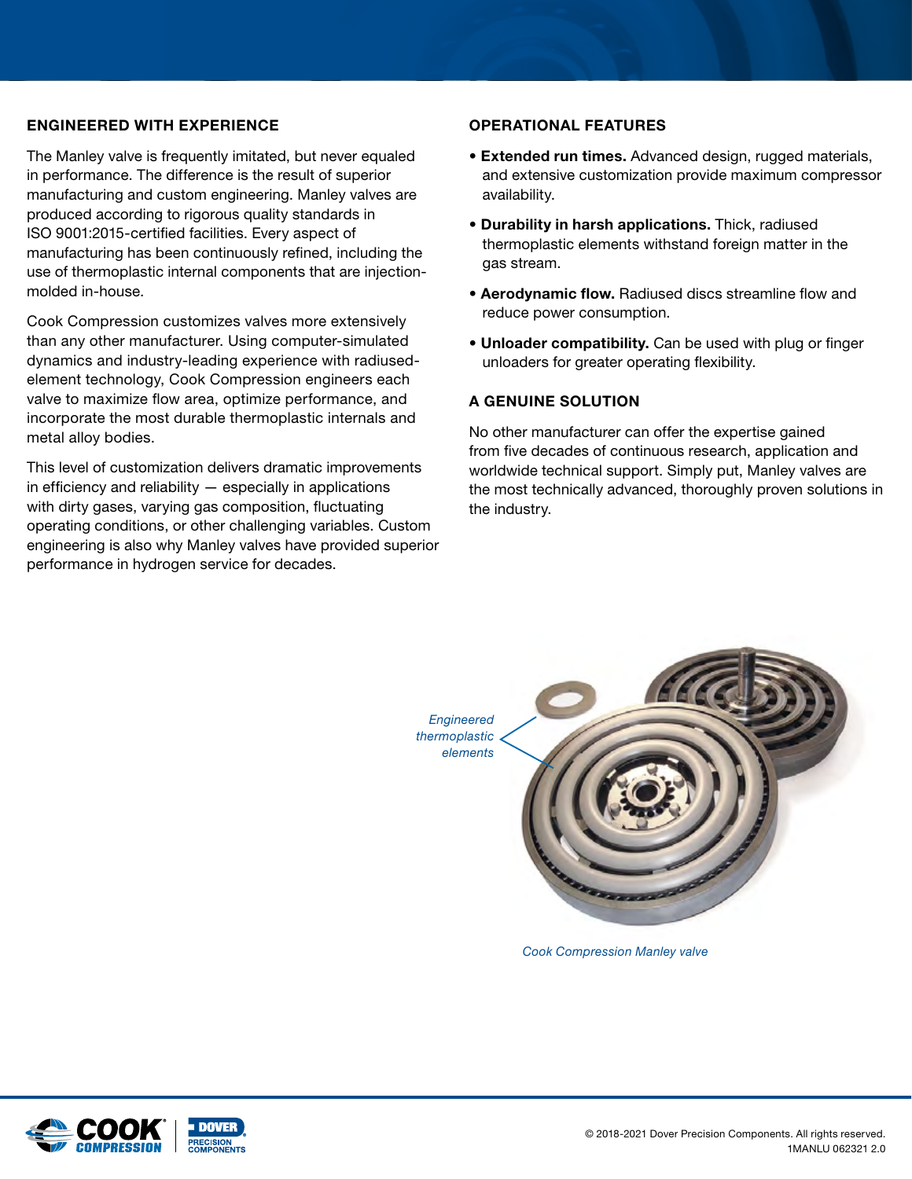## ENGINEERED WITH EXPERIENCE

The Manley valve is frequently imitated, but never equaled in performance. The difference is the result of superior manufacturing and custom engineering. Manley valves are produced according to rigorous quality standards in ISO 9001:2015-certified facilities. Every aspect of manufacturing has been continuously refined, including the use of thermoplastic internal components that are injection-molded in-house.

Cook Compression customizes valves more extensively than any other manufacturer. Using computer-simulated dynamics and industry-leading experience with radiused-element technology, Cook Compression engineers each valve to maximize flow area, optimize performance, and incorporate the most durable thermoplastic internals and metal alloy bodies.

This level of customization delivers dramatic improvements in efficiency and reliability — especially in applications with dirty gases, varying gas composition, fluctuating operating conditions, or other challenging variables. Custom engineering is also why Manley valves have provided superior performance in hydrogen service for decades.

## OPERATIONAL FEATURES

- **Extended run times.** Advanced design, rugged materials, and extensive customization provide maximum compressor availability.
- **Durability in harsh applications.** Thick, radiused thermoplastic elements withstand foreign matter in the gas stream.
- **Aerodynamic flow.** Radiused discs streamline flow and reduce power consumption.
- **Unloader compatibility.** Can be used with plug or finger unloaders for greater operating flexibility.

## A GENUINE SOLUTION

No other manufacturer can offer the expertise gained from five decades of continuous research, application and worldwide technical support. Simply put, Manley valves are the most technically advanced, thoroughly proven solutions in the industry.

*Engineered thermoplastic elements*

*Cook Compression Manley valve*

© 2018-2021 Dover Precision Components. All rights reserved.
1MANLU 062321 2.0